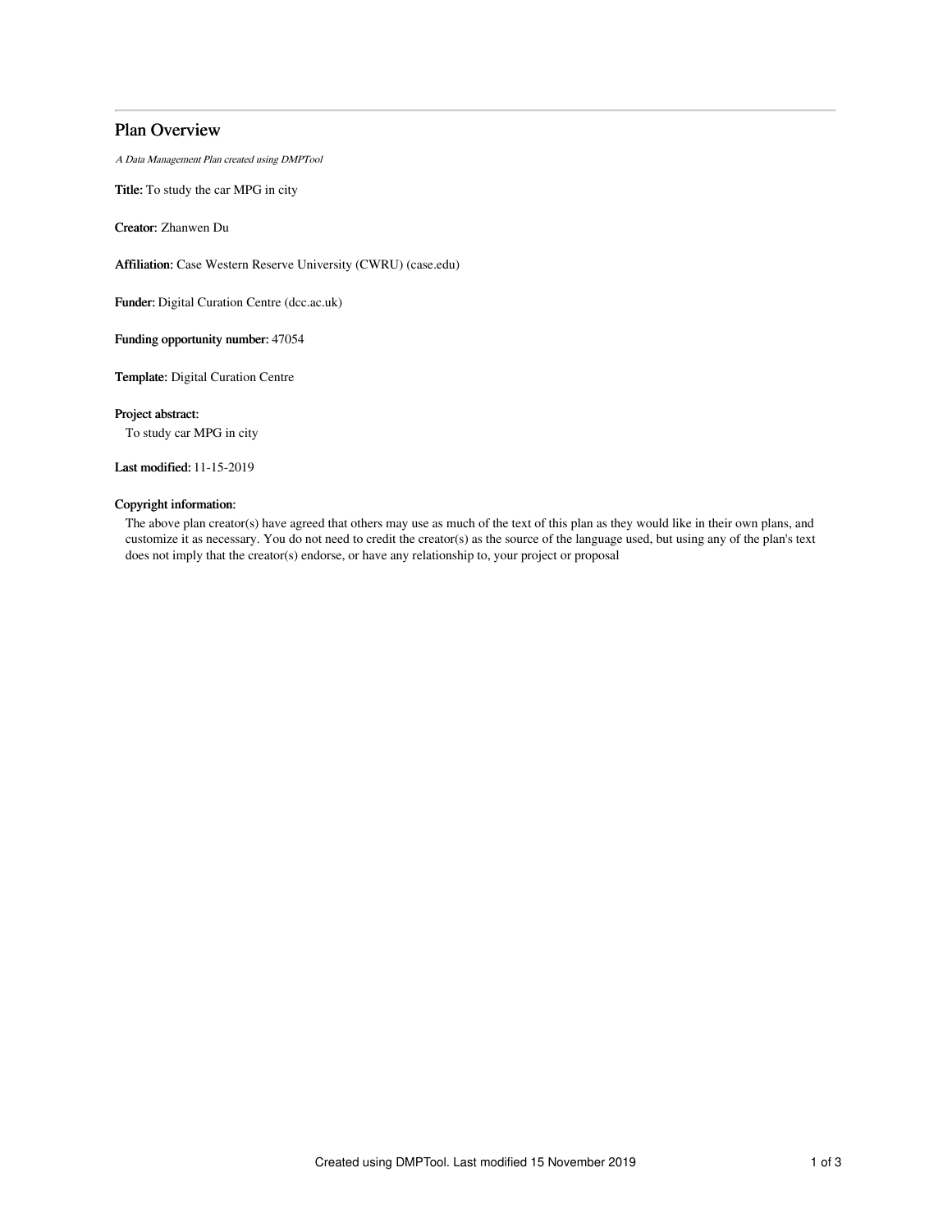# Plan Overview

*A Data Management Plan created using DMPTool*

**Title:** To study the car MPG in city

**Creator:** Zhanwen Du

**Affiliation:** Case Western Reserve University (CWRU) (case.edu)

**Funder:** Digital Curation Centre (dcc.ac.uk)

**Funding opportunity number:** 47054

**Template:** Digital Curation Centre

**Project abstract:**

To study car MPG in city

**Last modified:** 11-15-2019

**Copyright information:**

The above plan creator(s) have agreed that others may use as much of the text of this plan as they would like in their own plans, and customize it as necessary. You do not need to credit the creator(s) as the source of the language used, but using any of the plan's text does not imply that the creator(s) endorse, or have any relationship to, your project or proposal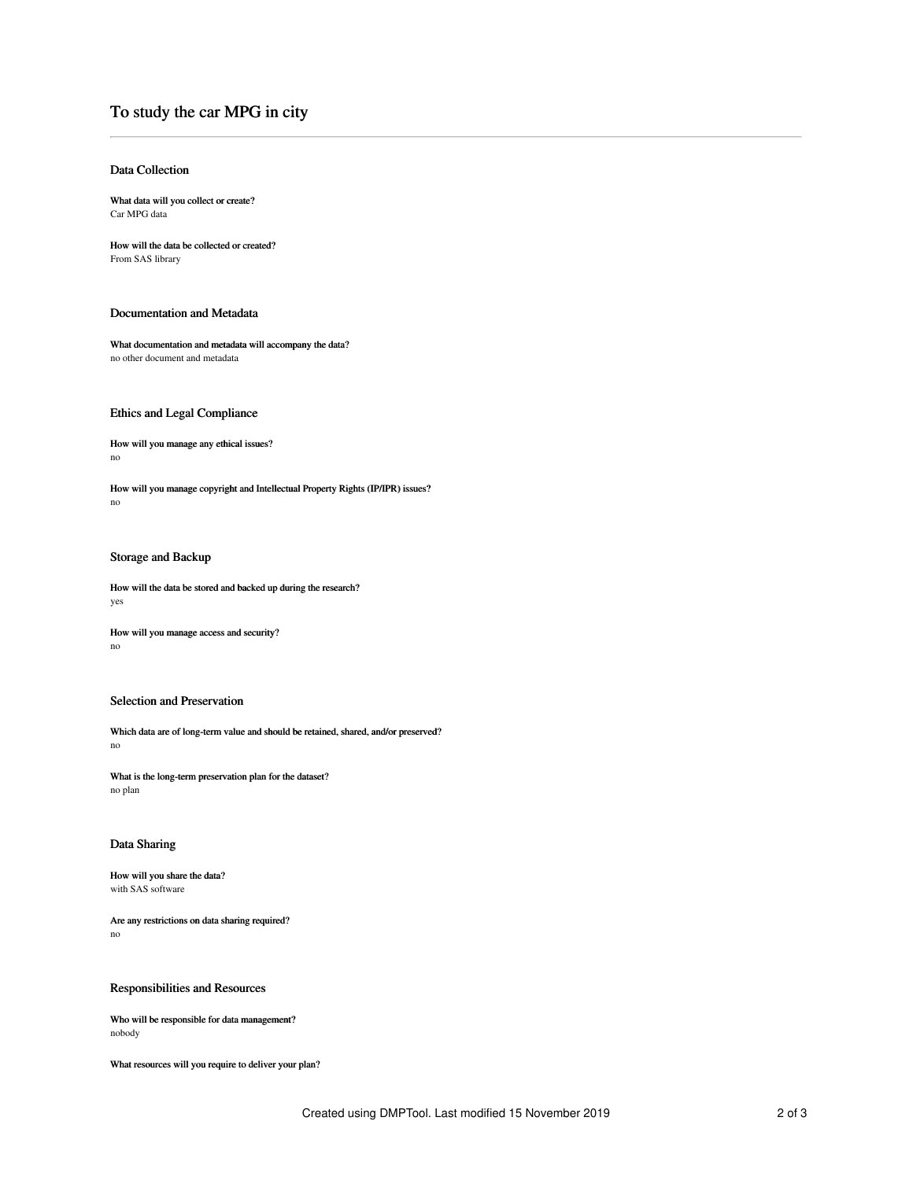# To study the car MPG in city

## Data Collection

**What data will you collect or create?**
Car MPG data

**How will the data be collected or created?**
From SAS library

## Documentation and Metadata

**What documentation and metadata will accompany the data?**
no other document and metadata

## Ethics and Legal Compliance

**How will you manage any ethical issues?**
no

**How will you manage copyright and Intellectual Property Rights (IP/IPR) issues?**
no

## Storage and Backup

**How will the data be stored and backed up during the research?**
yes

**How will you manage access and security?**
no

## Selection and Preservation

**Which data are of long-term value and should be retained, shared, and/or preserved?**
no

**What is the long-term preservation plan for the dataset?**
no plan

## Data Sharing

**How will you share the data?**
with SAS software

**Are any restrictions on data sharing required?**
no

## Responsibilities and Resources

**Who will be responsible for data management?**
nobody

**What resources will you require to deliver your plan?**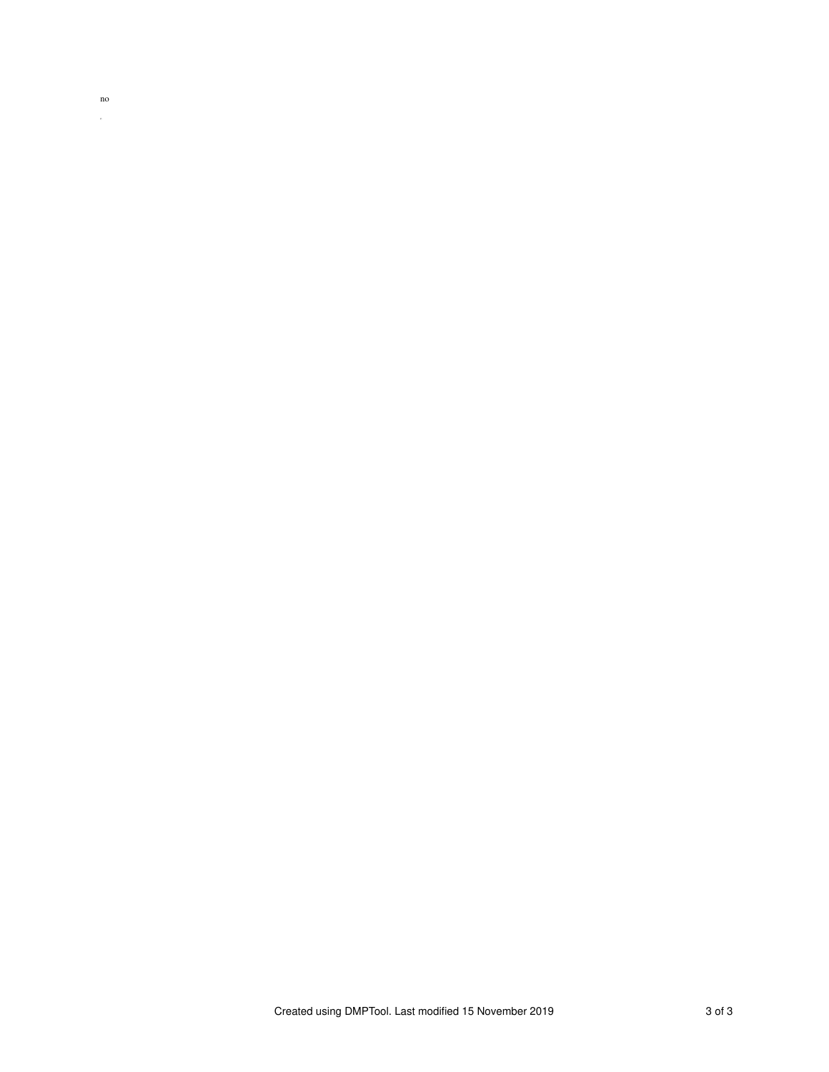no